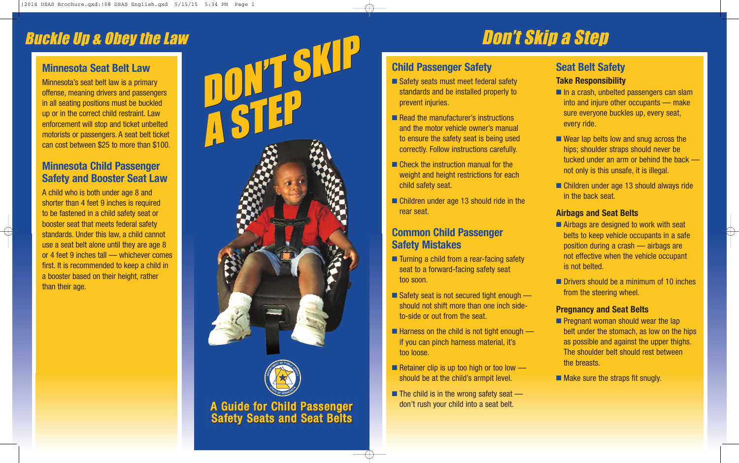# Buckle Up & Obey the Law

## Minnesota Seat Belt Law

Minnesota's seat belt law is a primary offense, meaning drivers and passengers in all seating positions must be buckled up or in the correct child restraint. Law enforcement will stop and ticket unbelted motorists or passengers. A seat belt ticket can cost between $25 to more than $100.

## Minnesota Child Passenger Safety and Booster Seat Law

A child who is both under age 8 and shorter than 4 feet 9 inches is required to be fastened in a child safety seat or booster seat that meets federal safety standards. Under this law, a child cannot use a seat belt alone until they are age 8 or 4 feet 9 inches tall — whichever comes first. It is recommended to keep a child in a booster based on their height, rather than their age.

# DON'T SKIP A STEP

A Guide for Child Passenger Safety Seats and Seat Belts

# Don't Skip a Step

## Child Passenger Safety

- Safety seats must meet federal safety standards and be installed properly to prevent injuries.
- Read the manufacturer's instructions and the motor vehicle owner's manual to ensure the safety seat is being used correctly. Follow instructions carefully.
- Check the instruction manual for the weight and height restrictions for each child safety seat.
- Children under age 13 should ride in the rear seat.

## Common Child Passenger Safety Mistakes

- Turning a child from a rear-facing safety seat to a forward-facing safety seat too soon.
- Safety seat is not secured tight enough — should not shift more than one inch side-to-side or out from the seat.
- Harness on the child is not tight enough — if you can pinch harness material, it's too loose.
- Retainer clip is up too high or too low — should be at the child's armpit level.
- The child is in the wrong safety seat — don't rush your child into a seat belt.

## Seat Belt Safety

### Take Responsibility

- In a crash, unbelted passengers can slam into and injure other occupants — make sure everyone buckles up, every seat, every ride.
- Wear lap belts low and snug across the hips; shoulder straps should never be tucked under an arm or behind the back — not only is this unsafe, it is illegal.
- Children under age 13 should always ride in the back seat.

### Airbags and Seat Belts

- Airbags are designed to work with seat belts to keep vehicle occupants in a safe position during a crash — airbags are not effective when the vehicle occupant is not belted.
- Drivers should be a minimum of 10 inches from the steering wheel.

### Pregnancy and Seat Belts

- Pregnant woman should wear the lap belt under the stomach, as low on the hips as possible and against the upper thighs. The shoulder belt should rest between the breasts.
- Make sure the straps fit snugly.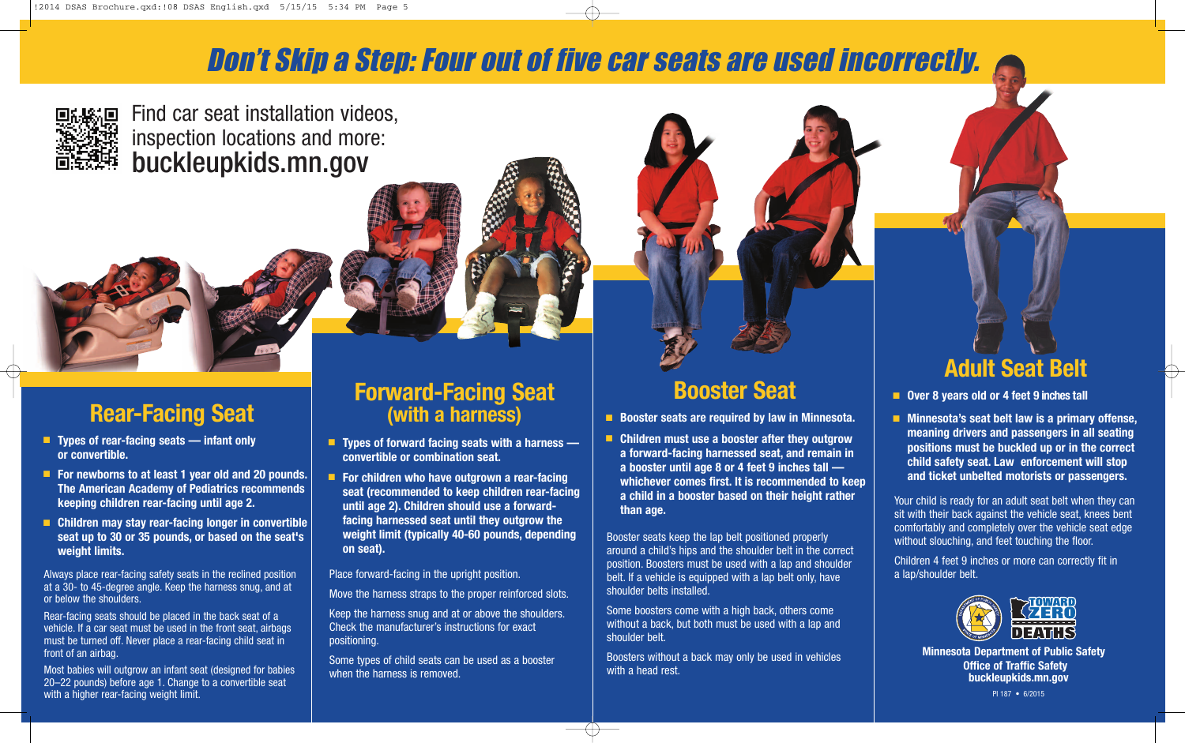# Don't Skip a Step: Four out of five car seats are used incorrectly.

Find car seat installation videos, inspection locations and more:
**buckleupkids.mn.gov**

## Rear-Facing Seat

- **Types of rear-facing seats — infant only or convertible.**
- **For newborns to at least 1 year old and 20 pounds. The American Academy of Pediatrics recommends keeping children rear-facing until age 2.**
- **Children may stay rear-facing longer in convertible seat up to 30 or 35 pounds, or based on the seat's weight limits.**

Always place rear-facing safety seats in the reclined position at a 30- to 45-degree angle. Keep the harness snug, and at or below the shoulders.

Rear-facing seats should be placed in the back seat of a vehicle. If a car seat must be used in the front seat, airbags must be turned off. Never place a rear-facing child seat in front of an airbag.

Most babies will outgrow an infant seat (designed for babies 20–22 pounds) before age 1. Change to a convertible seat with a higher rear-facing weight limit.

## Forward-Facing Seat (with a harness)

- **Types of forward facing seats with a harness — convertible or combination seat.**
- **For children who have outgrown a rear-facing seat (recommended to keep children rear-facing until age 2). Children should use a forward-facing harnessed seat until they outgrow the weight limit (typically 40-60 pounds, depending on seat).**

Place forward-facing in the upright position.

Move the harness straps to the proper reinforced slots.

Keep the harness snug and at or above the shoulders. Check the manufacturer's instructions for exact positioning.

Some types of child seats can be used as a booster when the harness is removed.

## Booster Seat

- **Booster seats are required by law in Minnesota.**
- **Children must use a booster after they outgrow a forward-facing harnessed seat, and remain in a booster until age 8 or 4 feet 9 inches tall — whichever comes first. It is recommended to keep a child in a booster based on their height rather than age.**

Booster seats keep the lap belt positioned properly around a child's hips and the shoulder belt in the correct position. Boosters must be used with a lap and shoulder belt. If a vehicle is equipped with a lap belt only, have shoulder belts installed.

Some boosters come with a high back, others come without a back, but both must be used with a lap and shoulder belt.

Boosters without a back may only be used in vehicles with a head rest.

## Adult Seat Belt

- **Over 8 years old or 4 feet 9 inches tall**
- **Minnesota's seat belt law is a primary offense, meaning drivers and passengers in all seating positions must be buckled up or in the correct child safety seat. Law enforcement will stop and ticket unbelted motorists or passengers.**

Your child is ready for an adult seat belt when they can sit with their back against the vehicle seat, knees bent comfortably and completely over the vehicle seat edge without slouching, and feet touching the floor.

Children 4 feet 9 inches or more can correctly fit in a lap/shoulder belt.

TOWARD ZERO DEATHS

**Minnesota Department of Public Safety**
**Office of Traffic Safety**
**buckleupkids.mn.gov**

PI 187 • 6/2015